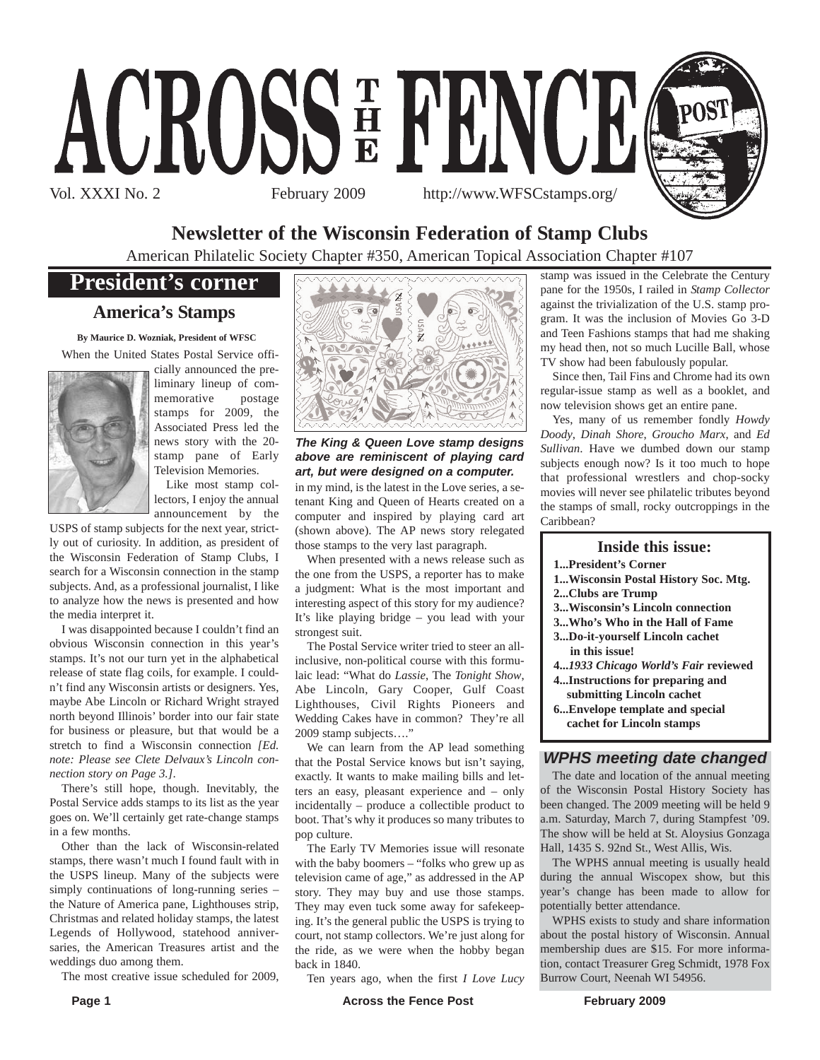# ACROSS THE FENCE POST

Vol. XXXI No. 2 February 2009 http://www.WFSCstamps.org/

## Newsletter of the Wisconsin Federation of Stamp Clubs

American Philatelic Society Chapter #350, American Topical Association Chapter #107

## President's corner

### America's Stamps

**By Maurice D. Wozniak, President of WFSC**

When the United States Postal Service officially announced the preliminary lineup of commemorative postage stamps for 2009, the Associated Press led the news story with the 20-stamp pane of Early Television Memories.

Like most stamp collectors, I enjoy the annual announcement by the USPS of stamp subjects for the next year, strictly out of curiosity. In addition, as president of the Wisconsin Federation of Stamp Clubs, I search for a Wisconsin connection in the stamp subjects. And, as a professional journalist, I like to analyze how the news is presented and how the media interpret it.

I was disappointed because I couldn't find an obvious Wisconsin connection in this year's stamps. It's not our turn yet in the alphabetical release of state flag coils, for example. I couldn't find any Wisconsin artists or designers. Yes, maybe Abe Lincoln or Richard Wright strayed north beyond Illinois' border into our fair state for business or pleasure, but that would be a stretch to find a Wisconsin connection *[Ed. note: Please see Clete Delvaux's Lincoln connection story on Page 3.]*.

There's still hope, though. Inevitably, the Postal Service adds stamps to its list as the year goes on. We'll certainly get rate-change stamps in a few months.

Other than the lack of Wisconsin-related stamps, there wasn't much I found fault with in the USPS lineup. Many of the subjects were simply continuations of long-running series – the Nature of America pane, Lighthouses strip, Christmas and related holiday stamps, the latest Legends of Hollywood, statehood anniversaries, the American Treasures artist and the weddings duo among them.

The most creative issue scheduled for 2009, in my mind, is the latest in the Love series, a se-tenant King and Queen of Hearts created on a computer and inspired by playing card art (shown above). The AP news story relegated those stamps to the very last paragraph.

***The King & Queen Love stamp designs above are reminiscent of playing card art, but were designed on a computer.***

When presented with a news release such as the one from the USPS, a reporter has to make a judgment: What is the most important and interesting aspect of this story for my audience? It's like playing bridge – you lead with your strongest suit.

The Postal Service writer tried to steer an all-inclusive, non-political course with this formulaic lead: "What do *Lassie*, The *Tonight Show*, Abe Lincoln, Gary Cooper, Gulf Coast Lighthouses, Civil Rights Pioneers and Wedding Cakes have in common? They're all 2009 stamp subjects…."

We can learn from the AP lead something that the Postal Service knows but isn't saying, exactly. It wants to make mailing bills and letters an easy, pleasant experience and – only incidentally – produce a collectible product to boot. That's why it produces so many tributes to pop culture.

The Early TV Memories issue will resonate with the baby boomers – "folks who grew up as television came of age," as addressed in the AP story. They may buy and use those stamps. They may even tuck some away for safekeeping. It's the general public the USPS is trying to court, not stamp collectors. We're just along for the ride, as we were when the hobby began back in 1840.

Ten years ago, when the first *I Love Lucy* stamp was issued in the Celebrate the Century pane for the 1950s, I railed in *Stamp Collector* against the trivialization of the U.S. stamp program. It was the inclusion of Movies Go 3-D and Teen Fashions stamps that had me shaking my head then, not so much Lucille Ball, whose TV show had been fabulously popular.

Since then, Tail Fins and Chrome had its own regular-issue stamp as well as a booklet, and now television shows get an entire pane.

Yes, many of us remember fondly *Howdy Doody*, *Dinah Shore*, *Groucho Marx*, and *Ed Sullivan*. Have we dumbed down our stamp subjects enough now? Is it too much to hope that professional wrestlers and chop-socky movies will never see philatelic tributes beyond the stamps of small, rocky outcroppings in the Caribbean?

### Inside this issue:

- **1...President's Corner**
- **1...Wisconsin Postal History Soc. Mtg.**
- **2...Clubs are Trump**
- **3...Wisconsin's Lincoln connection**
- **3...Who's Who in the Hall of Fame**
- **3...Do-it-yourself Lincoln cachet in this issue!**
- **4...*1933 Chicago World's Fair* reviewed**
- **4...Instructions for preparing and submitting Lincoln cachet**
- **6...Envelope template and special cachet for Lincoln stamps**

### *WPHS meeting date changed*

The date and location of the annual meeting of the Wisconsin Postal History Society has been changed. The 2009 meeting will be held 9 a.m. Saturday, March 7, during Stampfest '09. The show will be held at St. Aloysius Gonzaga Hall, 1435 S. 92nd St., West Allis, Wis.

The WPHS annual meeting is usually heald during the annual Wiscopex show, but this year's change has been made to allow for potentially better attendance.

WPHS exists to study and share information about the postal history of Wisconsin. Annual membership dues are $15. For more information, contact Treasurer Greg Schmidt, 1978 Fox Burrow Court, Neenah WI 54956.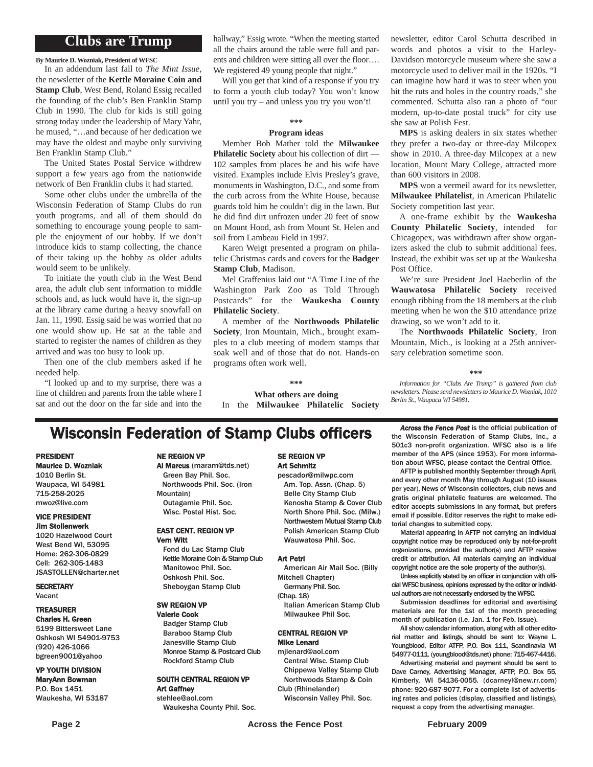## Clubs are Trump

**By Maurice D. Wozniak, President of WFSC**

In an addendum last fall to *The Mint Issue*, the newsletter of the **Kettle Moraine Coin and Stamp Club**, West Bend, Roland Essig recalled the founding of the club's Ben Franklin Stamp Club in 1990. The club for kids is still going strong today under the leadership of Mary Yahr, he mused, "…and because of her dedication we may have the oldest and maybe only surviving Ben Franklin Stamp Club."

The United States Postal Service withdrew support a few years ago from the nationwide network of Ben Franklin clubs it had started.

Some other clubs under the umbrella of the Wisconsin Federation of Stamp Clubs do run youth programs, and all of them should do something to encourage young people to sample the enjoyment of our hobby. If we don't introduce kids to stamp collecting, the chance of their taking up the hobby as older adults would seem to be unlikely.

To initiate the youth club in the West Bend area, the adult club sent information to middle schools and, as luck would have it, the sign-up at the library came during a heavy snowfall on Jan. 11, 1990. Essig said he was worried that no one would show up. He sat at the table and started to register the names of children as they arrived and was too busy to look up.

Then one of the club members asked if he needed help.

"I looked up and to my surprise, there was a line of children and parents from the table where I sat and out the door on the far side and into the hallway," Essig wrote. "When the meeting started all the chairs around the table were full and parents and children were sitting all over the floor…. We registered 49 young people that night."

Will you get that kind of a response if you try to form a youth club today? You won't know until you try – and unless you try you won't!

\*\*\*

**Program ideas**

Member Bob Mather told the **Milwaukee Philatelic Society** about his collection of dirt — 102 samples from places he and his wife have visited. Examples include Elvis Presley's grave, monuments in Washington, D.C., and some from the curb across from the White House, because guards told him he couldn't dig in the lawn. But he did find dirt unfrozen under 20 feet of snow on Mount Hood, ash from Mount St. Helen and soil from Lambeau Field in 1997.

Karen Weigt presented a program on philatelic Christmas cards and covers for the **Badger Stamp Club**, Madison.

Mel Graffenius laid out "A Time Line of the Washington Park Zoo as Told Through Postcards" for the **Waukesha County Philatelic Society**.

A member of the **Northwoods Philatelic Society**, Iron Mountain, Mich., brought examples to a club meeting of modern stamps that soak well and of those that do not. Hands-on programs often work well.

\*\*\*

**What others are doing**

In the **Milwaukee Philatelic Society** newsletter, editor Carol Schutta described in words and photos a visit to the Harley-Davidson motorcycle museum where she saw a motorcycle used to deliver mail in the 1920s. "I can imagine how hard it was to steer when you hit the ruts and holes in the country roads," she commented. Schutta also ran a photo of "our modern, up-to-date postal truck" for city use she saw at Polish Fest.

**MPS** is asking dealers in six states whether they prefer a two-day or three-day Milcopex show in 2010. A three-day Milcopex at a new location, Mount Mary College, attracted more than 600 visitors in 2008.

**MPS** won a vermeil award for its newsletter, **Milwaukee Philatelist**, in American Philatelic Society competition last year.

A one-frame exhibit by the **Waukesha County Philatelic Society**, intended for Chicagopex, was withdrawn after show organizers asked the club to submit additional fees. Instead, the exhibit was set up at the Waukesha Post Office.

We're sure President Joel Haeberlin of the **Wauwatosa Philatelic Society** received enough ribbing from the 18 members at the club meeting when he won the $10 attendance prize drawing, so we won't add to it.

The **Northwoods Philatelic Society**, Iron Mountain, Mich., is looking at a 25th anniversary celebration sometime soon.

\*\*\*

*Information for "Clubs Are Trump" is gathered from club newsletters. Please send newsletters to Maurice D. Wozniak, 1010 Berlin St., Waupaca WI 54981.*

## Wisconsin Federation of Stamp Clubs officers

**PRESIDENT**
**Maurice D. Wozniak**
1010 Berlin St.
Waupaca, WI 54981
715-258-2025
mwoz@live.com

**VICE PRESIDENT**
**Jim Stollenwerk**
1020 Hazelwood Court
West Bend WI, 53095
Home: 262-306-0829
Cell: 262-305-1483
JSASTOLLEN@charter.net

**SECRETARY**
Vacant

**TREASURER**
**Charles H. Green**
5199 Bittersweet Lane
Oshkosh WI 54901-9753
(920) 426-1066
bgreen9001@yahoo

**VP YOUTH DIVISION**
**MaryAnn Bowman**
P.O. Box 1451
Waukesha, WI 53187

**NE REGION VP**
**Al Marcus** (maram@tds.net)
Green Bay Phil. Soc.
Northwoods Phil. Soc. (Iron Mountain)
Outagamie Phil. Soc.
Wisc. Postal Hist. Soc.

**EAST CENT. REGION VP**
**Vern Witt**
Fond du Lac Stamp Club
Kettle Moraine Coin & Stamp Club
Manitowoc Phil. Soc.
Oshkosh Phil. Soc.
Sheboygan Stamp Club

**SW REGION VP**
**Valerie Cook**
Badger Stamp Club
Baraboo Stamp Club
Janesville Stamp Club
Monroe Stamp & Postcard Club
Rockford Stamp Club

**SOUTH CENTRAL REGION VP**
**Art Gaffney**
stehlee@aol.com
Waukesha County Phil. Soc.

**SE REGION VP**
**Art Schmitz**
pescador@milwpc.com
Am. Top. Assn. (Chap. 5)
Belle City Stamp Club
Kenosha Stamp & Cover Club
North Shore Phil. Soc. (Milw.)
Northwestern Mutual Stamp Club
Polish American Stamp Club
Wauwatosa Phil. Soc.

**Art Petri**
American Air Mail Soc. (Billy Mitchell Chapter)
Germany Phil. Soc. (Chap. 18)
Italian American Stamp Club
Milwaukee Phil Soc.

**CENTRAL REGION VP**
**Mike Lenard**
mjlenard@aol.com
Central Wisc. Stamp Club
Chippewa Valley Stamp Club
Northwoods Stamp & Coin Club (Rhinelander)
Wisconsin Valley Phil. Soc.

***Across the Fence Post*** is the official publication of the Wisconsin Federation of Stamp Clubs, Inc., a 501c3 non-profit organization. WFSC also is a life member of the APS (since 1953). For more information about WFSC, please contact the Central Office.

AFTP is published monthly September through April, and every other month May through August (10 issues per year). News of Wisconsin collectors, club news and gratis original philatelic features are welcomed. The editor accepts submissions in any format, but prefers email if possible. Editor reserves the right to make editorial changes to submitted copy.

Material appearing in AFTP not carrying an individual copyright notice may be reproduced only by not-for-profit organizations, provided the author(s) and AFTP receive credit or attribution. All materials carrying an individual copyright notice are the sole property of the author(s).

Unless explicitly stated by an officer in conjunction with official WFSC business, opinions expressed by the editor or individual authors are not necessarily endorsed by the WFSC.

Submission deadlines for editorial and advertising materials are for the 1st of the month preceding month of publication (i.e. Jan. 1 for Feb. issue).

All show calendar information, along with all other editorial matter and listings, should be sent to: Wayne L. Youngblood, Editor ATFP, P.O. Box 111, Scandinavia WI 54977-0111. (youngblood@tds.net) phone: 715-467-4416.

Advertising material and payment should be sent to Dave Carney, Advertising Manager, AFTP, P.O. Box 55, Kimberly, WI 54136-0055. (dcarneyl@new.rr.com) phone: 920-687-9077. For a complete list of advertising rates and policies (display, classified and listings), request a copy from the advertising manager.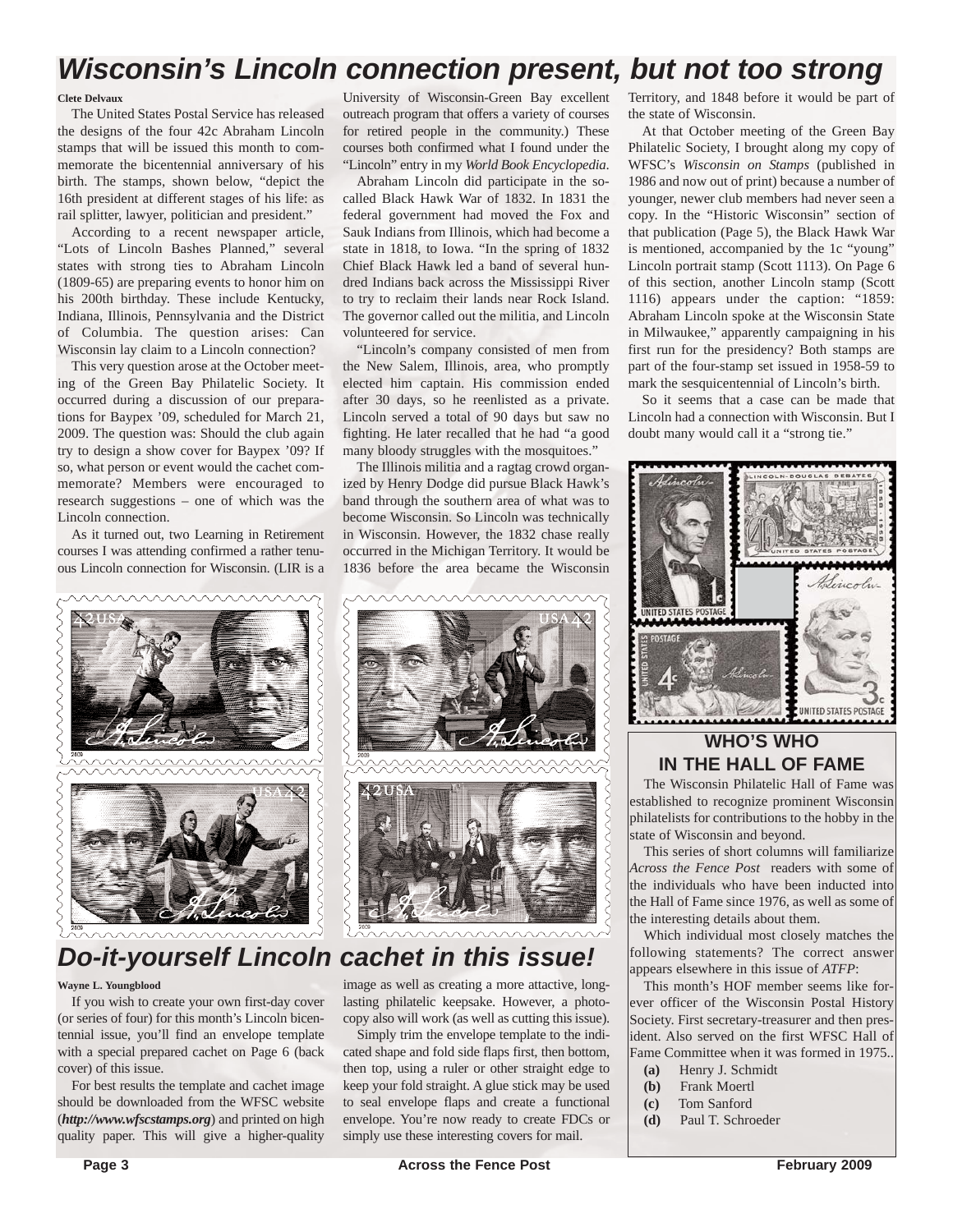# Wisconsin's Lincoln connection present, but not too strong

**Clete Delvaux**

The United States Postal Service has released the designs of the four 42c Abraham Lincoln stamps that will be issued this month to commemorate the bicentennial anniversary of his birth. The stamps, shown below, "depict the 16th president at different stages of his life: as rail splitter, lawyer, politician and president."

According to a recent newspaper article, "Lots of Lincoln Bashes Planned," several states with strong ties to Abraham Lincoln (1809-65) are preparing events to honor him on his 200th birthday. These include Kentucky, Indiana, Illinois, Pennsylvania and the District of Columbia. The question arises: Can Wisconsin lay claim to a Lincoln connection?

This very question arose at the October meeting of the Green Bay Philatelic Society. It occurred during a discussion of our preparations for Baypex '09, scheduled for March 21, 2009. The question was: Should the club again try to design a show cover for Baypex '09? If so, what person or event would the cachet commemorate? Members were encouraged to research suggestions – one of which was the Lincoln connection.

As it turned out, two Learning in Retirement courses I was attending confirmed a rather tenuous Lincoln connection for Wisconsin. (LIR is a University of Wisconsin-Green Bay excellent outreach program that offers a variety of courses for retired people in the community.) These courses both confirmed what I found under the "Lincoln" entry in my *World Book Encyclopedia*.

Abraham Lincoln did participate in the so-called Black Hawk War of 1832. In 1831 the federal government had moved the Fox and Sauk Indians from Illinois, which had become a state in 1818, to Iowa. "In the spring of 1832 Chief Black Hawk led a band of several hundred Indians back across the Mississippi River to try to reclaim their lands near Rock Island. The governor called out the militia, and Lincoln volunteered for service.

"Lincoln's company consisted of men from the New Salem, Illinois, area, who promptly elected him captain. His commission ended after 30 days, so he reenlisted as a private. Lincoln served a total of 90 days but saw no fighting. He later recalled that he had "a good many bloody struggles with the mosquitoes."

The Illinois militia and a ragtag crowd organized by Henry Dodge did pursue Black Hawk's band through the southern area of what was to become Wisconsin. So Lincoln was technically in Wisconsin. However, the 1832 chase really occurred in the Michigan Territory. It would be 1836 before the area became the Wisconsin Territory, and 1848 before it would be part of the state of Wisconsin.

At that October meeting of the Green Bay Philatelic Society, I brought along my copy of WFSC's *Wisconsin on Stamps* (published in 1986 and now out of print) because a number of younger, newer club members had never seen a copy. In the "Historic Wisconsin" section of that publication (Page 5), the Black Hawk War is mentioned, accompanied by the 1c "young" Lincoln portrait stamp (Scott 1113). On Page 6 of this section, another Lincoln stamp (Scott 1116) appears under the caption: "1859: Abraham Lincoln spoke at the Wisconsin State in Milwaukee," apparently campaigning in his first run for the presidency? Both stamps are part of the four-stamp set issued in 1958-59 to mark the sesquicentennial of Lincoln's birth.

So it seems that a case can be made that Lincoln had a connection with Wisconsin. But I doubt many would call it a "strong tie."

# Do-it-yourself Lincoln cachet in this issue!

**Wayne L. Youngblood**

If you wish to create your own first-day cover (or series of four) for this month's Lincoln bicentennial issue, you'll find an envelope template with a special prepared cachet on Page 6 (back cover) of this issue.

For best results the template and cachet image should be downloaded from the WFSC website (***http://www.wfscstamps.org***) and printed on high quality paper. This will give a higher-quality image as well as creating a more attractive, long-lasting philatelic keepsake. However, a photocopy also will work (as well as cutting this issue).

Simply trim the envelope template to the indicated shape and fold side flaps first, then bottom, then top, using a ruler or other straight edge to keep your fold straight. A glue stick may be used to seal envelope flaps and create a functional envelope. You're now ready to create FDCs or simply use these interesting covers for mail.

## WHO'S WHO IN THE HALL OF FAME

The Wisconsin Philatelic Hall of Fame was established to recognize prominent Wisconsin philatelists for contributions to the hobby in the state of Wisconsin and beyond.

This series of short columns will familiarize *Across the Fence Post* readers with some of the individuals who have been inducted into the Hall of Fame since 1976, as well as some of the interesting details about them.

Which individual most closely matches the following statements? The correct answer appears elsewhere in this issue of *ATFP*:

This month's HOF member seems like forever officer of the Wisconsin Postal History Society. First secretary-treasurer and then president. Also served on the first WFSC Hall of Fame Committee when it was formed in 1975..

- **(a)** Henry J. Schmidt
- **(b)** Frank Moertl
- **(c)** Tom Sanford
- **(d)** Paul T. Schroeder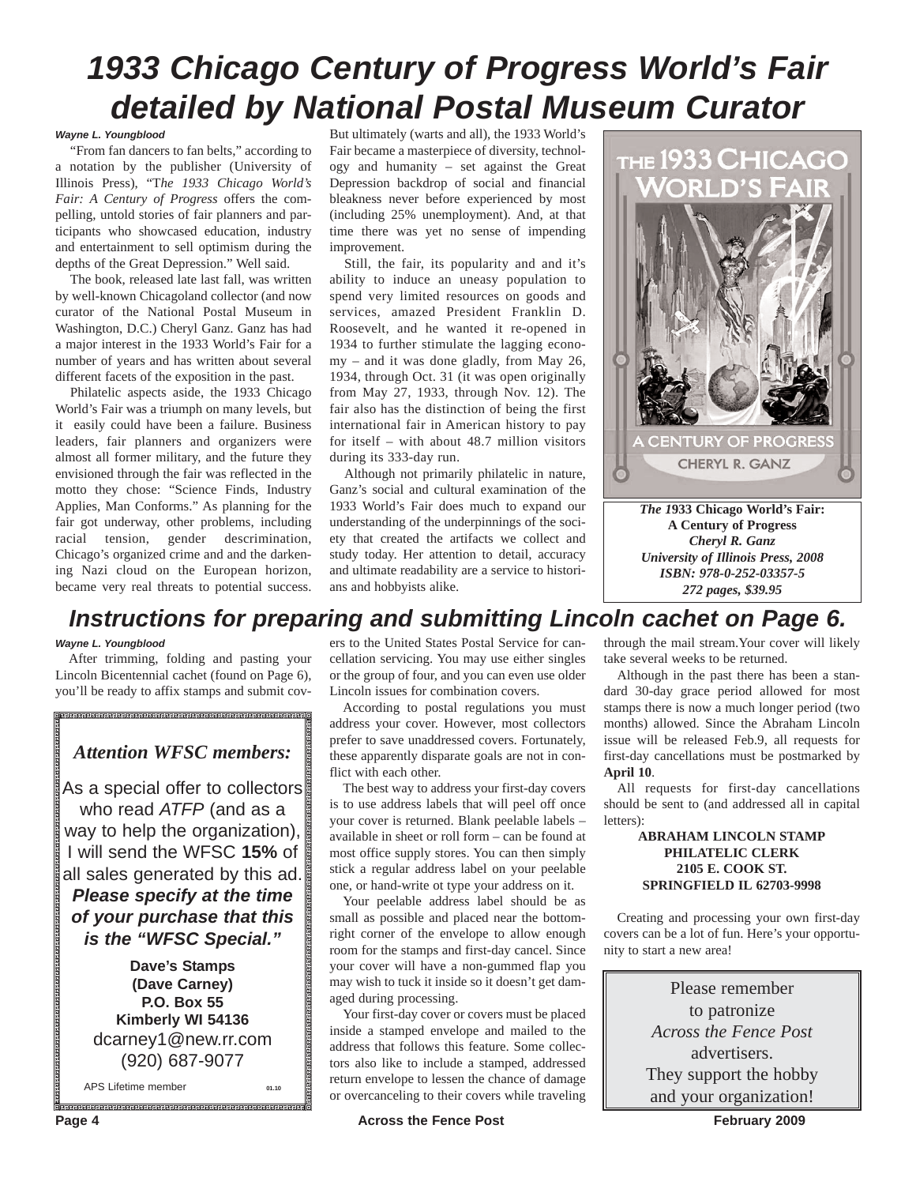# 1933 Chicago Century of Progress World's Fair detailed by National Postal Museum Curator

***Wayne L. Youngblood***

"From fan dancers to fan belts," according to a notation by the publisher (University of Illinois Press), "T*he 1933 Chicago World's Fair: A Century of Progress* offers the compelling, untold stories of fair planners and participants who showcased education, industry and entertainment to sell optimism during the depths of the Great Depression." Well said.

The book, released late last fall, was written by well-known Chicagoland collector (and now curator of the National Postal Museum in Washington, D.C.) Cheryl Ganz. Ganz has had a major interest in the 1933 World's Fair for a number of years and has written about several different facets of the exposition in the past.

Philatelic aspects aside, the 1933 Chicago World's Fair was a triumph on many levels, but it easily could have been a failure. Business leaders, fair planners and organizers were almost all former military, and the future they envisioned through the fair was reflected in the motto they chose: "Science Finds, Industry Applies, Man Conforms." As planning for the fair got underway, other problems, including racial tension, gender descrimination, Chicago's organized crime and and the darkening Nazi cloud on the European horizon, became very real threats to potential success. But ultimately (warts and all), the 1933 World's Fair became a masterpiece of diversity, technology and humanity – set against the Great Depression backdrop of social and financial bleakness never before experienced by most (including 25% unemployment). And, at that time there was yet no sense of impending improvement.

Still, the fair, its popularity and it's ability to induce an uneasy population to spend very limited resources on goods and services, amazed President Franklin D. Roosevelt, and he wanted it re-opened in 1934 to further stimulate the lagging economy – and it was done gladly, from May 26, 1934, through Oct. 31 (it was open originally from May 27, 1933, through Nov. 12). The fair also has the distinction of being the first international fair in American history to pay for itself – with about 48.7 million visitors during its 333-day run.

Although not primarily philatelic in nature, Ganz's social and cultural examination of the 1933 World's Fair does much to expand our understanding of the underpinnings of the society that created the artifacts we collect and study today. Her attention to detail, accuracy and ultimate readability are a service to historians and hobbyists alike.

THE 1933 CHICAGO WORLD'S FAIR
A CENTURY OF PROGRESS
CHERYL R. GANZ

***The 1*933 Chicago World's Fair:**
**A Century of Progress**
***Cheryl R. Ganz***
***University of Illinois Press, 2008***
***ISBN: 978-0-252-03357-5***
***272 pages, $39.95***

# Instructions for preparing and submitting Lincoln cachet on Page 6.

***Wayne L. Youngblood***

After trimming, folding and pasting your Lincoln Bicentennial cachet (found on Page 6), you'll be ready to affix stamps and submit covers to the United States Postal Service for cancellation servicing. You may use either singles or the group of four, and you can even use older Lincoln issues for combination covers.

According to postal regulations you must address your cover. However, most collectors prefer to save unaddressed covers. Fortunately, these apparently disparate goals are not in conflict with each other.

The best way to address your first-day covers is to use address labels that will peel off once your cover is returned. Blank peelable labels – available in sheet or roll form – can be found at most office supply stores. You can then simply stick a regular address label on your peelable one, or hand-write ot type your address on it.

Your peelable address label should be as small as possible and placed near the bottom-right corner of the envelope to allow enough room for the stamps and first-day cancel. Since your cover will have a non-gummed flap you may wish to tuck it inside so it doesn't get damaged during processing.

Your first-day cover or covers must be placed inside a stamped envelope and mailed to the address that follows this feature. Some collectors also like to include a stamped, addressed return envelope to lessen the chance of damage or overcanceling to their covers while traveling through the mail stream.Your cover will likely take several weeks to be returned.

Although in the past there has been a standard 30-day grace period allowed for most stamps there is now a much longer period (two months) allowed. Since the Abraham Lincoln issue will be released Feb.9, all requests for first-day cancellations must be postmarked by **April 10**.

All requests for first-day cancellations should be sent to (and addressed all in capital letters):

**ABRAHAM LINCOLN STAMP**
**PHILATELIC CLERK**
**2105 E. COOK ST.**
**SPRINGFIELD IL 62703-9998**

Creating and processing your own first-day covers can be a lot of fun. Here's your opportunity to start a new area!

---

*Attention WFSC members:*

As a special offer to collectors who read *ATFP* (and as a way to help the organization), I will send the WFSC **15%** of all sales generated by this ad. ***Please specify at the time of your purchase that this is the "WFSC Special."***

**Dave's Stamps**
**(Dave Carney)**
**P.O. Box 55**
**Kimberly WI 54136**
dcarney1@new.rr.com
(920) 687-9077

APS Lifetime member 01.10

---

Please remember
to patronize
*Across the Fence Post*
advertisers.
They support the hobby
and your organization!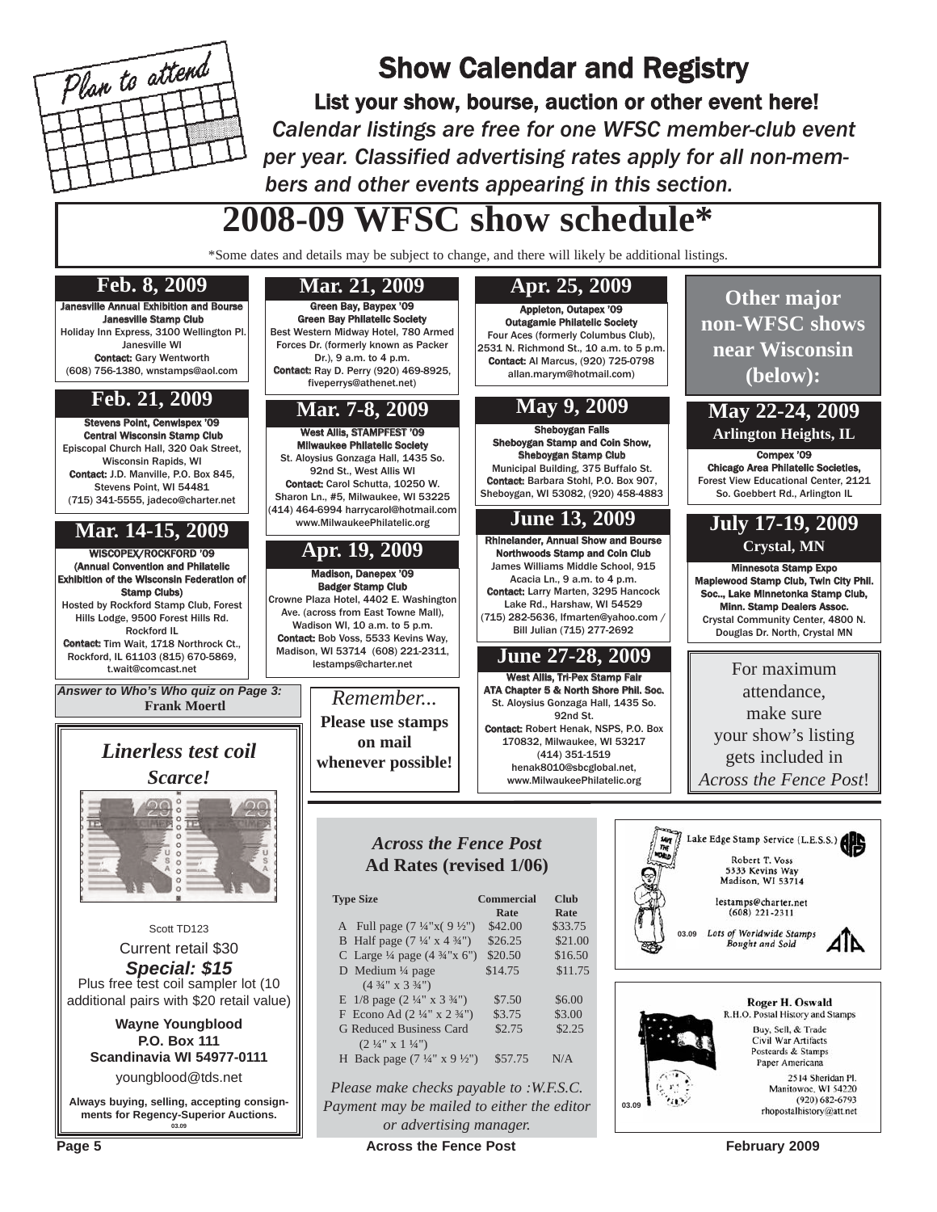Plan to attend

# Show Calendar and Registry

**List your show, bourse, auction or other event here!**

*Calendar listings are free for one WFSC member-club event per year. Classified advertising rates apply for all non-members and other events appearing in this section.*

# 2008-09 WFSC show schedule*

*Some dates and details may be subject to change, and there will likely be additional listings.

## Feb. 8, 2009

**Janesville Annual Exhibition and Bourse**
**Janesville Stamp Club**
Holiday Inn Express, 3100 Wellington Pl. Janesville WI
**Contact:** Gary Wentworth (608) 756-1380, wnstamps@aol.com

## Feb. 21, 2009

**Stevens Point, Cenwispex '09**
**Central Wisconsin Stamp Club**
Episcopal Church Hall, 320 Oak Street, Wisconsin Rapids, WI
**Contact:** J.D. Manville, P.O. Box 845, Stevens Point, WI 54481 (715) 341-5555, jadeco@charter.net

## Mar. 14-15, 2009

**WISCOPEX/ROCKFORD '09**
**(Annual Convention and Philatelic Exhibition of the Wisconsin Federation of Stamp Clubs)**
Hosted by Rockford Stamp Club, Forest Hills Lodge, 9500 Forest Hills Rd. Rockford IL
**Contact:** Tim Wait, 1718 Northrock Ct., Rockford, IL 61103 (815) 670-5869, t.wait@comcast.net

## Mar. 21, 2009

**Green Bay, Baypex '09**
**Green Bay Philatelic Society**
Best Western Midway Hotel, 780 Armed Forces Dr. (formerly known as Packer Dr.), 9 a.m. to 4 p.m.
**Contact:** Ray D. Perry (920) 469-8925, fiveperrys@athenet.net)

## Mar. 7-8, 2009

**West Allis, STAMPFEST '09**
**Milwaukee Philatelic Society**
St. Aloysius Gonzaga Hall, 1435 So. 92nd St., West Allis WI
**Contact:** Carol Schutta, 10250 W. Sharon Ln., #5, Milwaukee, WI 53225 (414) 464-6994 harrycarol@hotmail.com www.MilwaukeePhilatelic.org

## Apr. 19, 2009

**Madison, Danepex '09**
**Badger Stamp Club**
Crowne Plaza Hotel, 4402 E. Washington Ave. (across from East Towne Mall), Wadison WI, 10 a.m. to 5 p.m.
**Contact:** Bob Voss, 5533 Kevins Way, Madison, WI 53714 (608) 221-2311, lestamps@charter.net

## Apr. 25, 2009

**Appleton, Outapex '09**
**Outagamie Philatelic Society**
Four Aces (formerly Columbus Club), 2531 N. Richmond St., 10 a.m. to 5 p.m.
**Contact:** Al Marcus, (920) 725-0798 allan.marym@hotmail.com)

## May 9, 2009

**Sheboygan Falls**
**Sheboygan Stamp and Coin Show, Sheboygan Stamp Club**
Municipal Building, 375 Buffalo St.
**Contact:** Barbara Stohl, P.O. Box 907, Sheboygan, WI 53082, (920) 458-4883

## June 13, 2009

**Rhinelander, Annual Show and Bourse**
**Northwoods Stamp and Coin Club**
James Williams Middle School, 915 Acacia Ln., 9 a.m. to 4 p.m.
**Contact:** Larry Marten, 3295 Hancock Lake Rd., Harshaw, WI 54529 (715) 282-5636, lfmarten@yahoo.com / Bill Julian (715) 277-2692

## June 27-28, 2009

**West Allis, Tri-Pex Stamp Fair**
**ATA Chapter 5 & North Shore Phil. Soc.**
St. Aloysius Gonzaga Hall, 1435 So. 92nd St.
**Contact:** Robert Henak, NSPS, P.O. Box 170832, Milwaukee, WI 53217 (414) 351-1519 henak8010@sbcglobal.net, www.MilwaukeePhilatelic.org

## Other major non-WFSC shows near Wisconsin (below):

## May 22-24, 2009
### Arlington Heights, IL

**Compex '09**
**Chicago Area Philatelic Societies,**
Forest View Educational Center, 2121 So. Goebbert Rd., Arlington IL

## July 17-19, 2009
### Crystal, MN

**Minnesota Stamp Expo**
**Maplewood Stamp Club, Twin City Phil. Soc.., Lake Minnetonka Stamp Club, Minn. Stamp Dealers Assoc.**
Crystal Community Center, 4800 N. Douglas Dr. North, Crystal MN

For maximum attendance, make sure your show's listing gets included in *Across the Fence Post*!

***Answer to Who's Who quiz on Page 3:*** **Frank Moertl**

*Remember...*
**Please use stamps on mail whenever possible!**

---

*Linerless test coil*
*Scarce!*

Scott TD123

Current retail $30

***Special: $15***

Plus free test coil sampler lot (10 additional pairs with $20 retail value)

**Wayne Youngblood**
**P.O. Box 111**
**Scandinavia WI 54977-0111**

youngblood@tds.net

**Always buying, selling, accepting consignments for Regency-Superior Auctions.**

03.09

---

*Across the Fence Post*
**Ad Rates (revised 1/06)**

| Type Size | Commercial Rate | Club Rate |
|---|---|---|
| A Full page (7 ¼"x( 9 ½") | $42.00 | $33.75 |
| B Half page (7 ¼' x 4 ¾") | $26.25 | $21.00 |
| C Large ¼ page (4 ¾"x 6") | $20.50 | $16.50 |
| D Medium ¼ page (4 ¾" x 3 ¾") | $14.75 | $11.75 |
| E 1/8 page (2 ¼" x 3 ¾") | $7.50 | $6.00 |
| F Econo Ad (2 ¼" x 2 ¾") | $3.75 | $3.00 |
| G Reduced Business Card (2 ¼" x 1 ¼") | $2.75 | $2.25 |
| H Back page (7 ¼" x 9 ½") | $57.75 | N/A |

*Please make checks payable to :W.F.S.C. Payment may be mailed to either the editor or advertising manager.*

---

Lake Edge Stamp Service (L.E.S.S.)
Robert T. Voss
5333 Kevins Way
Madison, WI 53714
lestamps@charter.net
(608) 221-2311
*Lots of Worldwide Stamps Bought and Sold*
03.09

---

**Roger H. Oswald**
R.H.O. Postal History and Stamps
Buy, Sell, & Trade
Civil War Artifacts
Postcards & Stamps
Paper Americana
2514 Sheridan Pl.
Manitowoc, WI 54220
(920) 682-6793
rhopostalhistory@att.net
03.09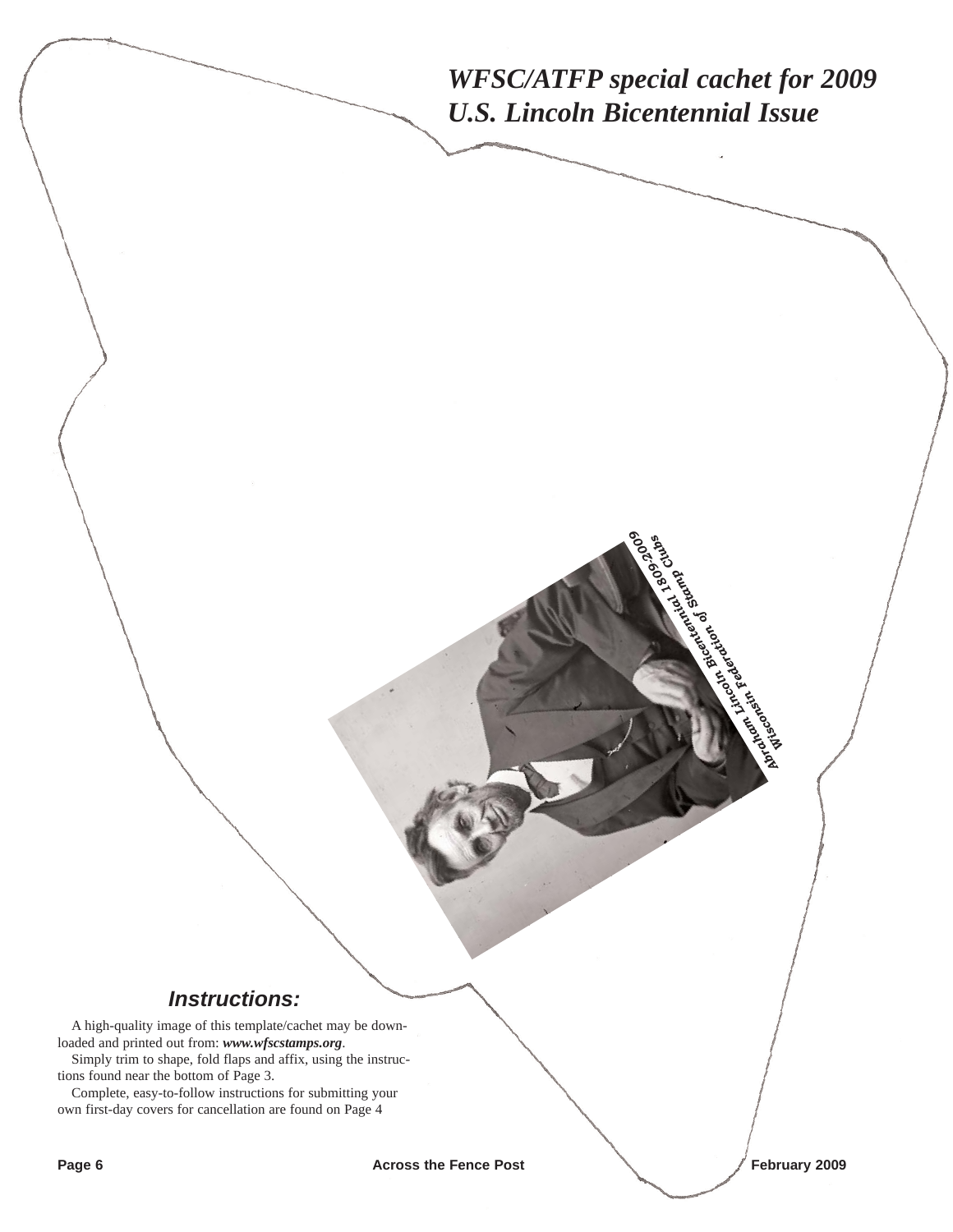# *WFSC/ATFP special cachet for 2009 U.S. Lincoln Bicentennial Issue*

*Abraham Lincoln Bicentennial 1809-2009*
*Wisconsin Federation of Stamp Clubs*

## *Instructions:*

A high-quality image of this template/cachet may be downloaded and printed out from: ***www.wfscstamps.org***.

Simply trim to shape, fold flaps and affix, using the instructions found near the bottom of Page 3.

Complete, easy-to-follow instructions for submitting your own first-day covers for cancellation are found on Page 4